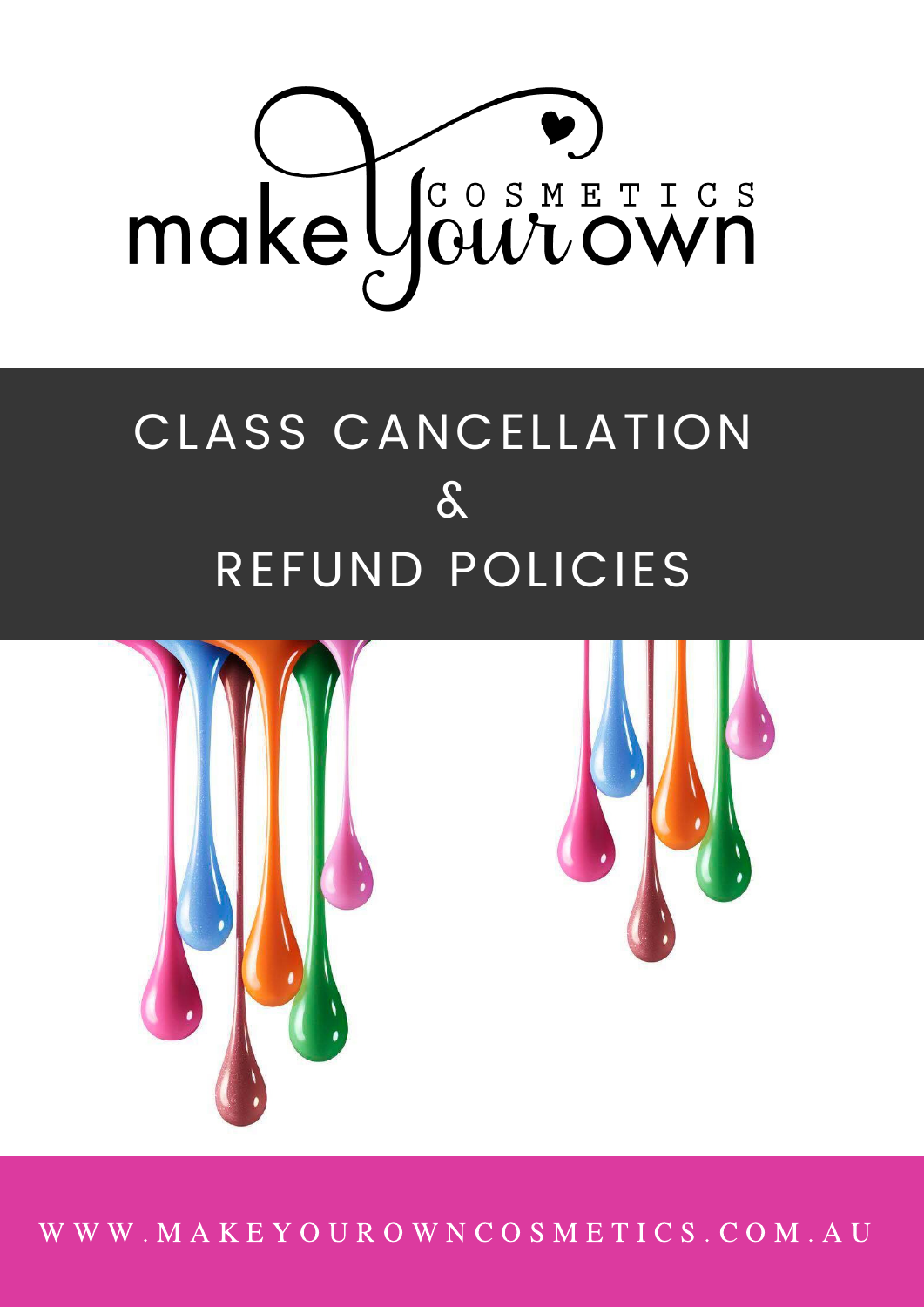make your own COSMETICS

# CLASS CANCELLATION & REFUND POLICIES

WWW.MAKEYOUROWNCOSMETICS.COM.AU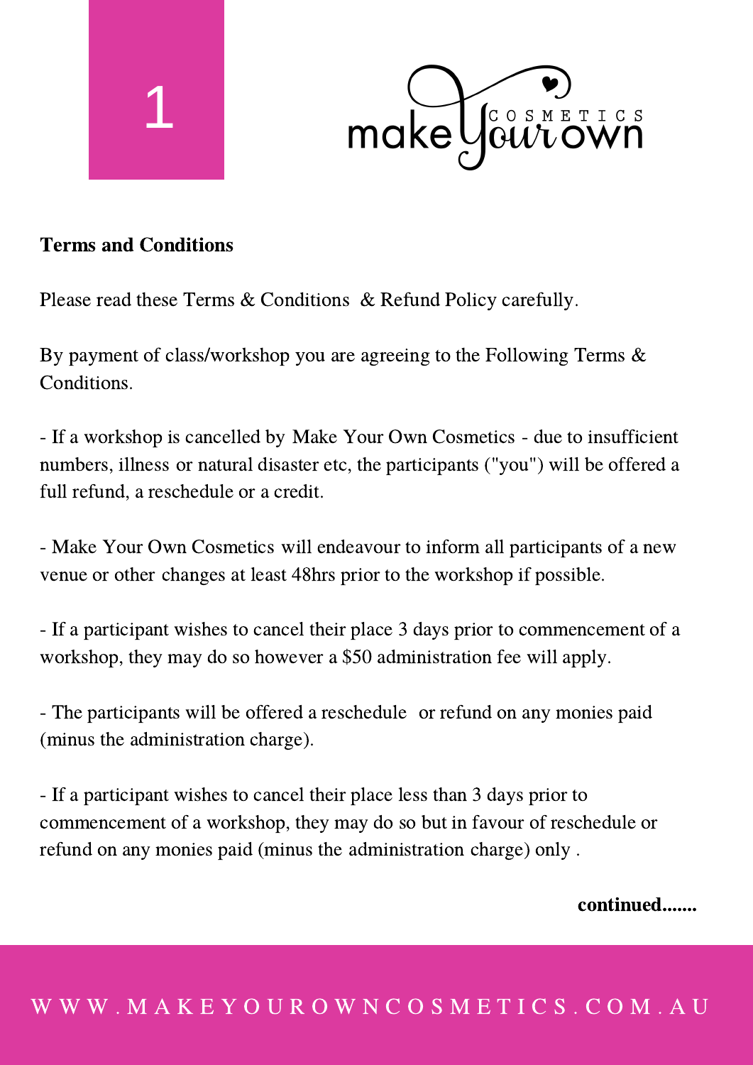**Terms and Conditions**

Please read these Terms & Conditions & Refund Policy carefully.

By payment of class/workshop you are agreeing to the Following Terms & Conditions.

- If a workshop is cancelled by Make Your Own Cosmetics - due to insufficient numbers, illness or natural disaster etc, the participants ("you") will be offered a full refund, a reschedule or a credit.

- Make Your Own Cosmetics will endeavour to inform all participants of a new venue or other changes at least 48hrs prior to the workshop if possible.

- If a participant wishes to cancel their place 3 days prior to commencement of a workshop, they may do so however a $50 administration fee will apply.

- The participants will be offered a reschedule or refund on any monies paid (minus the administration charge).

- If a participant wishes to cancel their place less than 3 days prior to commencement of a workshop, they may do so but in favour of reschedule or refund on any monies paid (minus the administration charge) only .

**continued.......**

WWW.MAKEYOUROWNCOSMETICS.COM.AU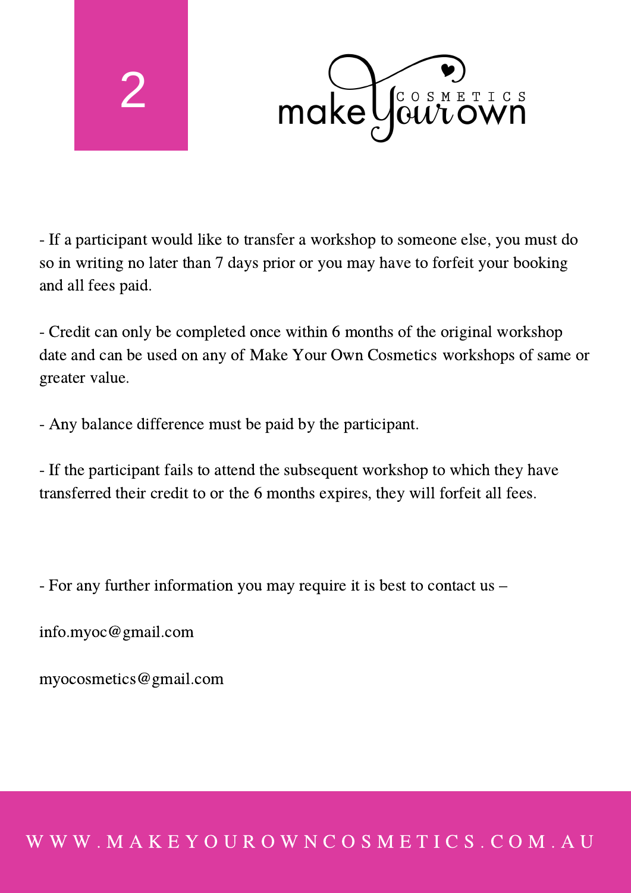- If a participant would like to transfer a workshop to someone else, you must do so in writing no later than 7 days prior or you may have to forfeit your booking and all fees paid.

- Credit can only be completed once within 6 months of the original workshop date and can be used on any of Make Your Own Cosmetics workshops of same or greater value.

- Any balance difference must be paid by the participant.

- If the participant fails to attend the subsequent workshop to which they have transferred their credit to or the 6 months expires, they will forfeit all fees.

- For any further information you may require it is best to contact us –

info.myoc@gmail.com

myocosmetics@gmail.com